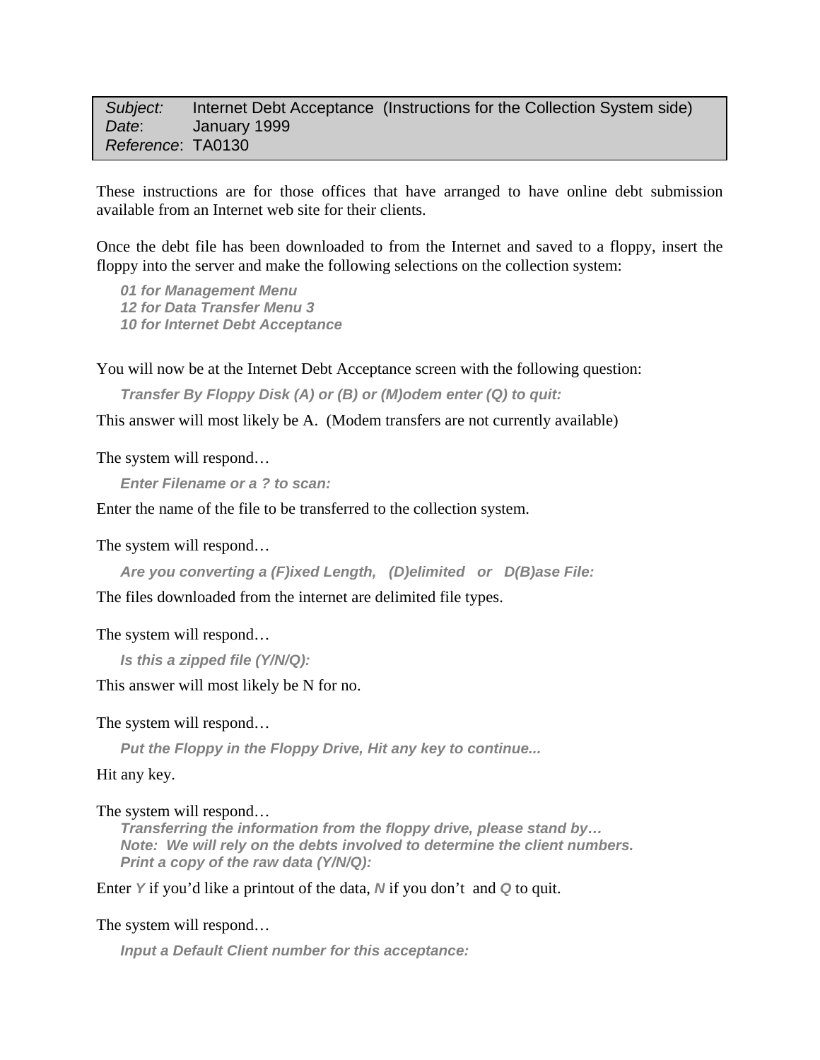| | |
|---|---|
| *Subject:* | Internet Debt Acceptance (Instructions for the Collection System side) |
| *Date*: | January 1999 |
| *Reference*: | TA0130 |

These instructions are for those offices that have arranged to have online debt submission available from an Internet web site for their clients.

Once the debt file has been downloaded to from the Internet and saved to a floppy, insert the floppy into the server and make the following selections on the collection system:

> ***01 for Management Menu***
> ***12 for Data Transfer Menu 3***
> ***10 for Internet Debt Acceptance***

You will now be at the Internet Debt Acceptance screen with the following question:

> ***Transfer By Floppy Disk (A) or (B) or (M)odem enter (Q) to quit:***

This answer will most likely be A. (Modem transfers are not currently available)

The system will respond…

> ***Enter Filename or a ? to scan:***

Enter the name of the file to be transferred to the collection system.

The system will respond…

> ***Are you converting a (F)ixed Length, (D)elimited or D(B)ase File:***

The files downloaded from the internet are delimited file types.

The system will respond…

> ***Is this a zipped file (Y/N/Q):***

This answer will most likely be N for no.

The system will respond…

> ***Put the Floppy in the Floppy Drive, Hit any key to continue...***

Hit any key.

The system will respond…

> ***Transferring the information from the floppy drive, please stand by…***
> ***Note: We will rely on the debts involved to determine the client numbers.***
> ***Print a copy of the raw data (Y/N/Q):***

Enter ***Y*** if you'd like a printout of the data, ***N*** if you don't and ***Q*** to quit.

The system will respond…

> ***Input a Default Client number for this acceptance:***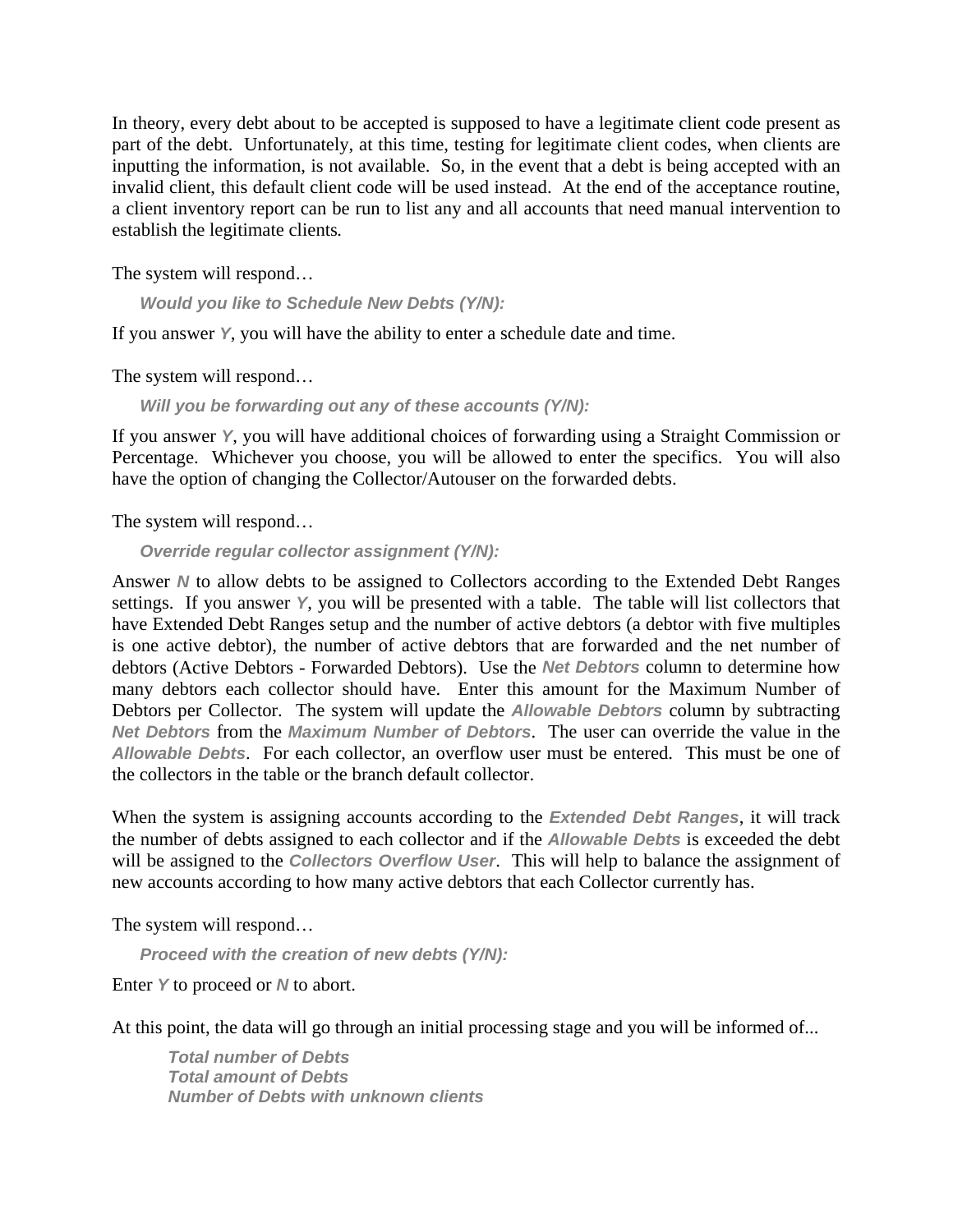In theory, every debt about to be accepted is supposed to have a legitimate client code present as part of the debt. Unfortunately, at this time, testing for legitimate client codes, when clients are inputting the information, is not available. So, in the event that a debt is being accepted with an invalid client, this default client code will be used instead. At the end of the acceptance routine, a client inventory report can be run to list any and all accounts that need manual intervention to establish the legitimate clients.

The system will respond…

***Would you like to Schedule New Debts (Y/N):***

If you answer ***Y***, you will have the ability to enter a schedule date and time.

The system will respond…

***Will you be forwarding out any of these accounts (Y/N):***

If you answer ***Y***, you will have additional choices of forwarding using a Straight Commission or Percentage. Whichever you choose, you will be allowed to enter the specifics. You will also have the option of changing the Collector/Autouser on the forwarded debts.

The system will respond…

***Override regular collector assignment (Y/N):***

Answer ***N*** to allow debts to be assigned to Collectors according to the Extended Debt Ranges settings. If you answer ***Y***, you will be presented with a table. The table will list collectors that have Extended Debt Ranges setup and the number of active debtors (a debtor with five multiples is one active debtor), the number of active debtors that are forwarded and the net number of debtors (Active Debtors - Forwarded Debtors). Use the ***Net Debtors*** column to determine how many debtors each collector should have. Enter this amount for the Maximum Number of Debtors per Collector. The system will update the ***Allowable Debtors*** column by subtracting ***Net Debtors*** from the ***Maximum Number of Debtors***. The user can override the value in the ***Allowable Debts***. For each collector, an overflow user must be entered. This must be one of the collectors in the table or the branch default collector.

When the system is assigning accounts according to the ***Extended Debt Ranges***, it will track the number of debts assigned to each collector and if the ***Allowable Debts*** is exceeded the debt will be assigned to the ***Collectors Overflow User***. This will help to balance the assignment of new accounts according to how many active debtors that each Collector currently has.

The system will respond…

***Proceed with the creation of new debts (Y/N):***

Enter ***Y*** to proceed or ***N*** to abort.

At this point, the data will go through an initial processing stage and you will be informed of...

***Total number of Debts***
***Total amount of Debts***
***Number of Debts with unknown clients***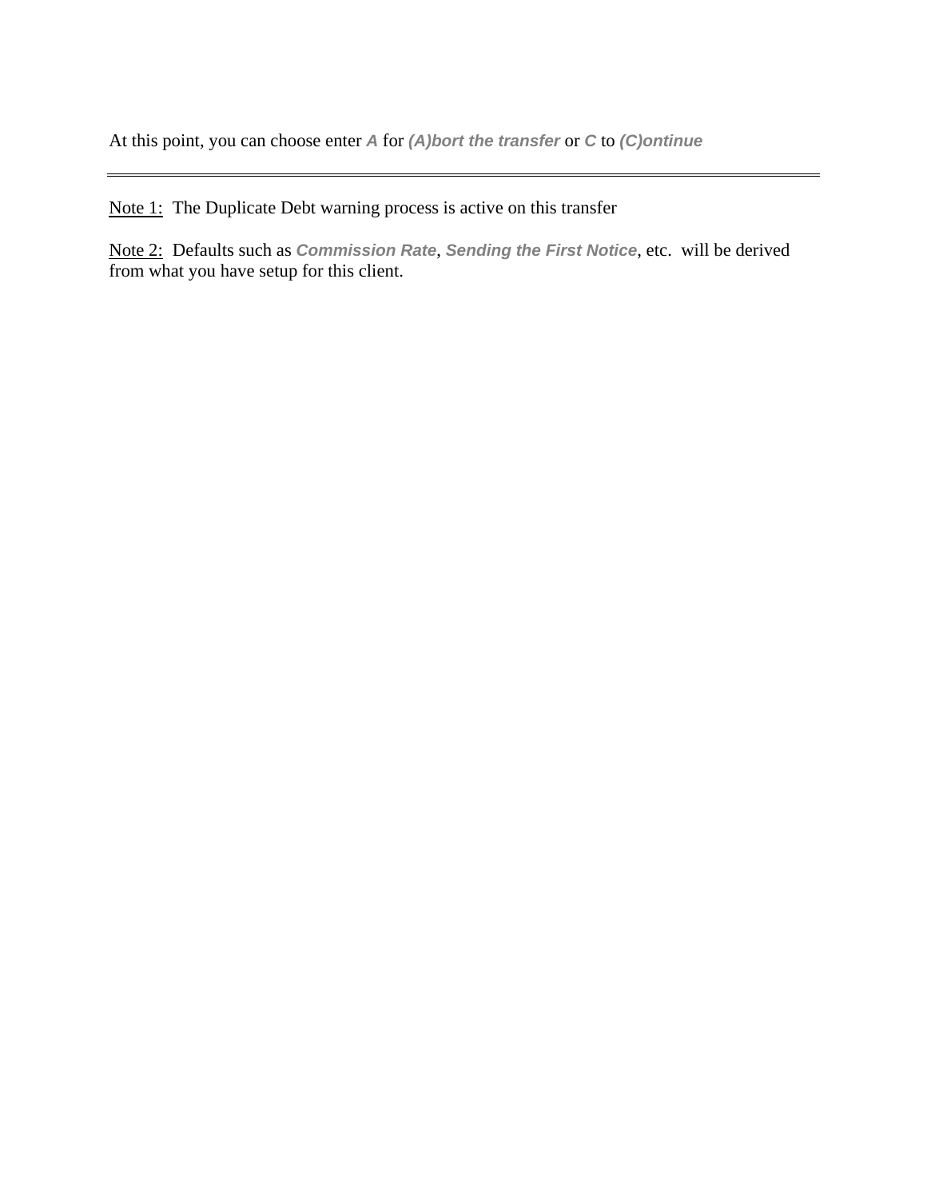At this point, you can choose enter ***A*** for ***(A)bort the transfer*** or ***C*** to ***(C)ontinue***

---

<u>Note 1:</u> The Duplicate Debt warning process is active on this transfer

<u>Note 2:</u> Defaults such as ***Commission Rate***, ***Sending the First Notice***, etc. will be derived from what you have setup for this client.